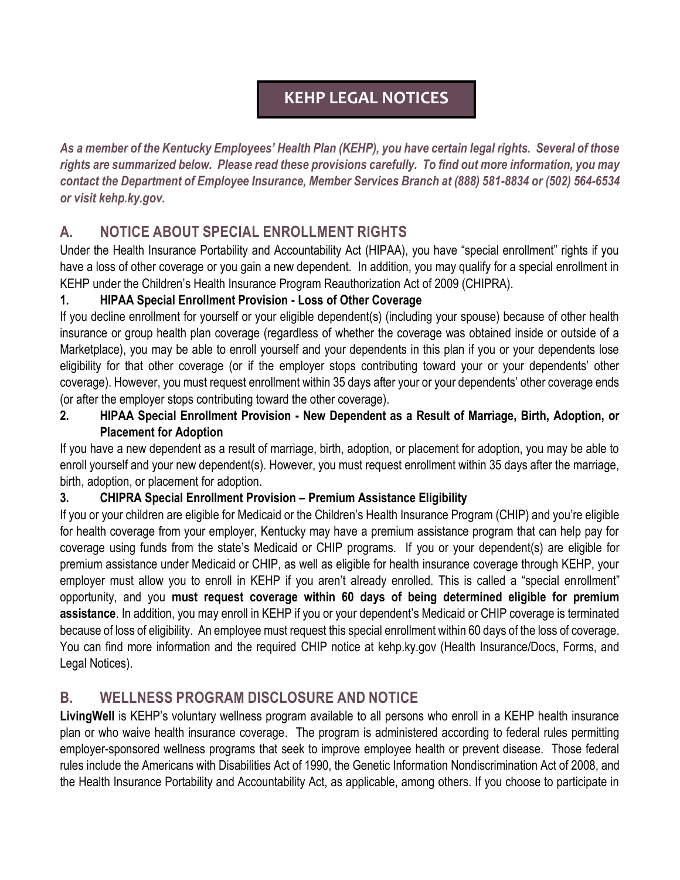# KEHP LEGAL NOTICES

***As a member of the Kentucky Employees' Health Plan (KEHP), you have certain legal rights. Several of those rights are summarized below. Please read these provisions carefully. To find out more information, you may contact the Department of Employee Insurance, Member Services Branch at (888) 581-8834 or (502) 564-6534 or visit kehp.ky.gov.***

## A. NOTICE ABOUT SPECIAL ENROLLMENT RIGHTS

Under the Health Insurance Portability and Accountability Act (HIPAA), you have "special enrollment" rights if you have a loss of other coverage or you gain a new dependent. In addition, you may qualify for a special enrollment in KEHP under the Children's Health Insurance Program Reauthorization Act of 2009 (CHIPRA).

### 1. HIPAA Special Enrollment Provision - Loss of Other Coverage

If you decline enrollment for yourself or your eligible dependent(s) (including your spouse) because of other health insurance or group health plan coverage (regardless of whether the coverage was obtained inside or outside of a Marketplace), you may be able to enroll yourself and your dependents in this plan if you or your dependents lose eligibility for that other coverage (or if the employer stops contributing toward your or your dependents' other coverage). However, you must request enrollment within 35 days after your or your dependents' other coverage ends (or after the employer stops contributing toward the other coverage).

### 2. HIPAA Special Enrollment Provision - New Dependent as a Result of Marriage, Birth, Adoption, or Placement for Adoption

If you have a new dependent as a result of marriage, birth, adoption, or placement for adoption, you may be able to enroll yourself and your new dependent(s). However, you must request enrollment within 35 days after the marriage, birth, adoption, or placement for adoption.

### 3. CHIPRA Special Enrollment Provision – Premium Assistance Eligibility

If you or your children are eligible for Medicaid or the Children's Health Insurance Program (CHIP) and you're eligible for health coverage from your employer, Kentucky may have a premium assistance program that can help pay for coverage using funds from the state's Medicaid or CHIP programs. If you or your dependent(s) are eligible for premium assistance under Medicaid or CHIP, as well as eligible for health insurance coverage through KEHP, your employer must allow you to enroll in KEHP if you aren't already enrolled. This is called a "special enrollment" opportunity, and you **must request coverage within 60 days of being determined eligible for premium assistance**. In addition, you may enroll in KEHP if you or your dependent's Medicaid or CHIP coverage is terminated because of loss of eligibility. An employee must request this special enrollment within 60 days of the loss of coverage. You can find more information and the required CHIP notice at kehp.ky.gov (Health Insurance/Docs, Forms, and Legal Notices).

## B. WELLNESS PROGRAM DISCLOSURE AND NOTICE

**LivingWell** is KEHP's voluntary wellness program available to all persons who enroll in a KEHP health insurance plan or who waive health insurance coverage. The program is administered according to federal rules permitting employer-sponsored wellness programs that seek to improve employee health or prevent disease. Those federal rules include the Americans with Disabilities Act of 1990, the Genetic Information Nondiscrimination Act of 2008, and the Health Insurance Portability and Accountability Act, as applicable, among others. If you choose to participate in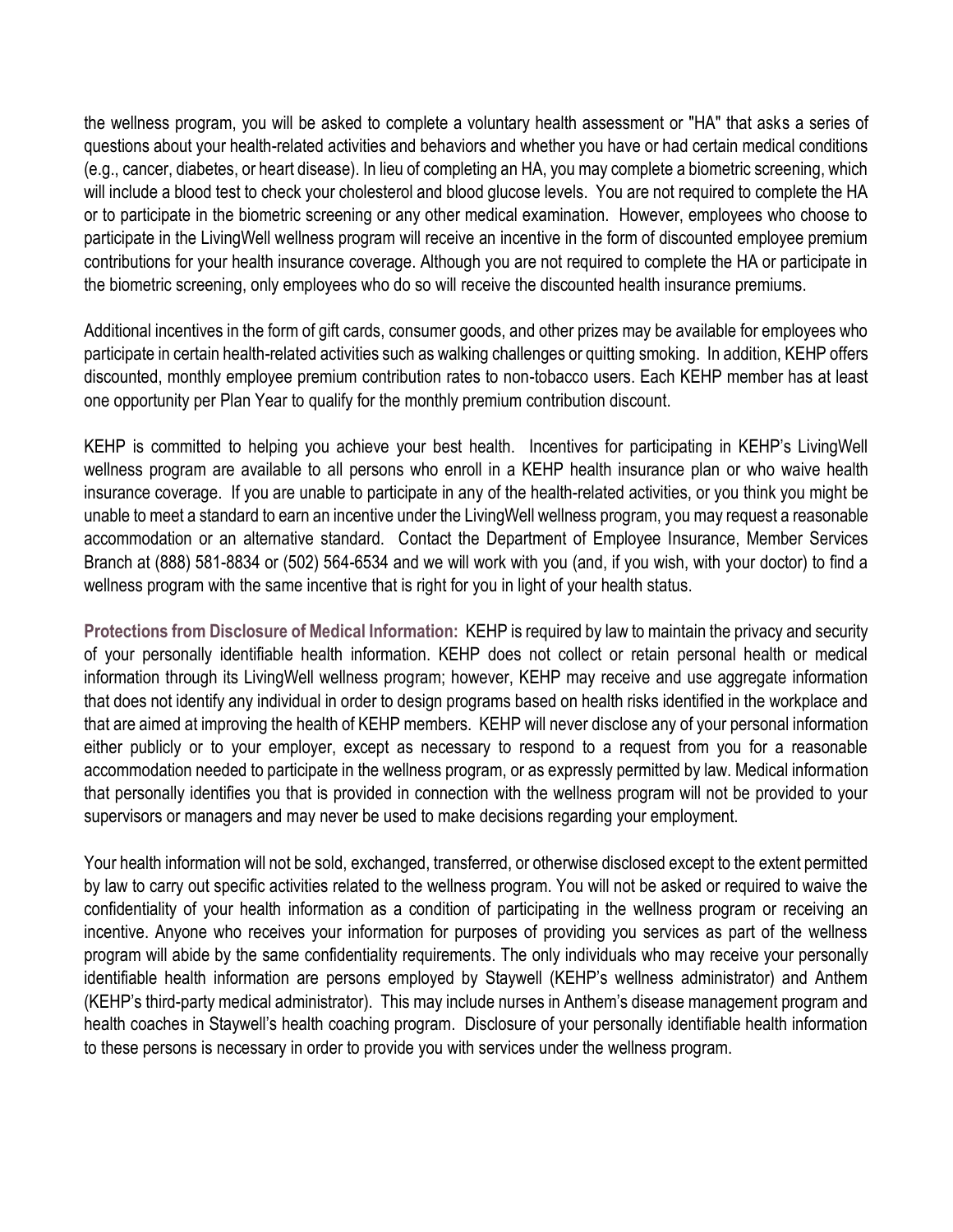the wellness program, you will be asked to complete a voluntary health assessment or "HA" that asks a series of questions about your health-related activities and behaviors and whether you have or had certain medical conditions (e.g., cancer, diabetes, or heart disease). In lieu of completing an HA, you may complete a biometric screening, which will include a blood test to check your cholesterol and blood glucose levels. You are not required to complete the HA or to participate in the biometric screening or any other medical examination. However, employees who choose to participate in the LivingWell wellness program will receive an incentive in the form of discounted employee premium contributions for your health insurance coverage. Although you are not required to complete the HA or participate in the biometric screening, only employees who do so will receive the discounted health insurance premiums.

Additional incentives in the form of gift cards, consumer goods, and other prizes may be available for employees who participate in certain health-related activities such as walking challenges or quitting smoking. In addition, KEHP offers discounted, monthly employee premium contribution rates to non-tobacco users. Each KEHP member has at least one opportunity per Plan Year to qualify for the monthly premium contribution discount.

KEHP is committed to helping you achieve your best health. Incentives for participating in KEHP's LivingWell wellness program are available to all persons who enroll in a KEHP health insurance plan or who waive health insurance coverage. If you are unable to participate in any of the health-related activities, or you think you might be unable to meet a standard to earn an incentive under the LivingWell wellness program, you may request a reasonable accommodation or an alternative standard. Contact the Department of Employee Insurance, Member Services Branch at (888) 581-8834 or (502) 564-6534 and we will work with you (and, if you wish, with your doctor) to find a wellness program with the same incentive that is right for you in light of your health status.

**Protections from Disclosure of Medical Information:** KEHP is required by law to maintain the privacy and security of your personally identifiable health information. KEHP does not collect or retain personal health or medical information through its LivingWell wellness program; however, KEHP may receive and use aggregate information that does not identify any individual in order to design programs based on health risks identified in the workplace and that are aimed at improving the health of KEHP members. KEHP will never disclose any of your personal information either publicly or to your employer, except as necessary to respond to a request from you for a reasonable accommodation needed to participate in the wellness program, or as expressly permitted by law. Medical information that personally identifies you that is provided in connection with the wellness program will not be provided to your supervisors or managers and may never be used to make decisions regarding your employment.

Your health information will not be sold, exchanged, transferred, or otherwise disclosed except to the extent permitted by law to carry out specific activities related to the wellness program. You will not be asked or required to waive the confidentiality of your health information as a condition of participating in the wellness program or receiving an incentive. Anyone who receives your information for purposes of providing you services as part of the wellness program will abide by the same confidentiality requirements. The only individuals who may receive your personally identifiable health information are persons employed by Staywell (KEHP's wellness administrator) and Anthem (KEHP's third-party medical administrator). This may include nurses in Anthem's disease management program and health coaches in Staywell's health coaching program. Disclosure of your personally identifiable health information to these persons is necessary in order to provide you with services under the wellness program.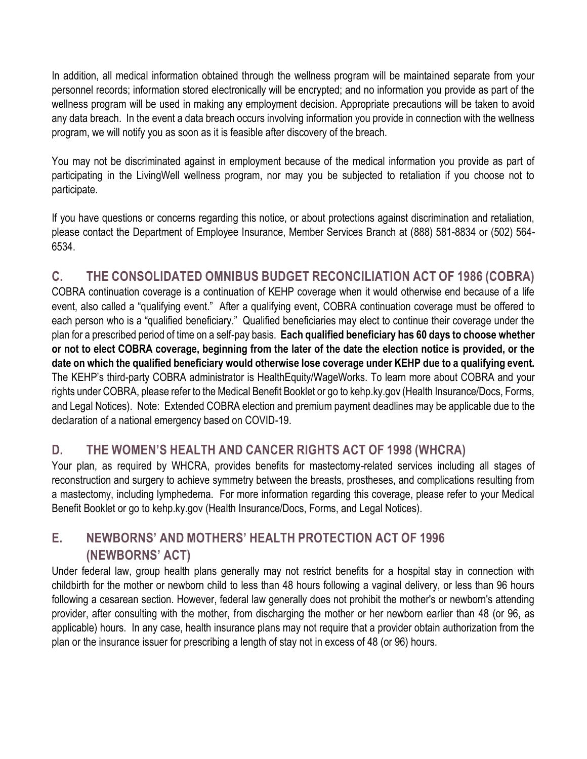In addition, all medical information obtained through the wellness program will be maintained separate from your personnel records; information stored electronically will be encrypted; and no information you provide as part of the wellness program will be used in making any employment decision. Appropriate precautions will be taken to avoid any data breach. In the event a data breach occurs involving information you provide in connection with the wellness program, we will notify you as soon as it is feasible after discovery of the breach.

You may not be discriminated against in employment because of the medical information you provide as part of participating in the LivingWell wellness program, nor may you be subjected to retaliation if you choose not to participate.

If you have questions or concerns regarding this notice, or about protections against discrimination and retaliation, please contact the Department of Employee Insurance, Member Services Branch at (888) 581-8834 or (502) 564-6534.

## C. THE CONSOLIDATED OMNIBUS BUDGET RECONCILIATION ACT OF 1986 (COBRA)

COBRA continuation coverage is a continuation of KEHP coverage when it would otherwise end because of a life event, also called a "qualifying event." After a qualifying event, COBRA continuation coverage must be offered to each person who is a "qualified beneficiary." Qualified beneficiaries may elect to continue their coverage under the plan for a prescribed period of time on a self-pay basis. **Each qualified beneficiary has 60 days to choose whether or not to elect COBRA coverage, beginning from the later of the date the election notice is provided, or the date on which the qualified beneficiary would otherwise lose coverage under KEHP due to a qualifying event.** The KEHP's third-party COBRA administrator is HealthEquity/WageWorks. To learn more about COBRA and your rights under COBRA, please refer to the Medical Benefit Booklet or go to kehp.ky.gov (Health Insurance/Docs, Forms, and Legal Notices). Note: Extended COBRA election and premium payment deadlines may be applicable due to the declaration of a national emergency based on COVID-19.

## D. THE WOMEN'S HEALTH AND CANCER RIGHTS ACT OF 1998 (WHCRA)

Your plan, as required by WHCRA, provides benefits for mastectomy-related services including all stages of reconstruction and surgery to achieve symmetry between the breasts, prostheses, and complications resulting from a mastectomy, including lymphedema. For more information regarding this coverage, please refer to your Medical Benefit Booklet or go to kehp.ky.gov (Health Insurance/Docs, Forms, and Legal Notices).

## E. NEWBORNS' AND MOTHERS' HEALTH PROTECTION ACT OF 1996 (NEWBORNS' ACT)

Under federal law, group health plans generally may not restrict benefits for a hospital stay in connection with childbirth for the mother or newborn child to less than 48 hours following a vaginal delivery, or less than 96 hours following a cesarean section. However, federal law generally does not prohibit the mother's or newborn's attending provider, after consulting with the mother, from discharging the mother or her newborn earlier than 48 (or 96, as applicable) hours. In any case, health insurance plans may not require that a provider obtain authorization from the plan or the insurance issuer for prescribing a length of stay not in excess of 48 (or 96) hours.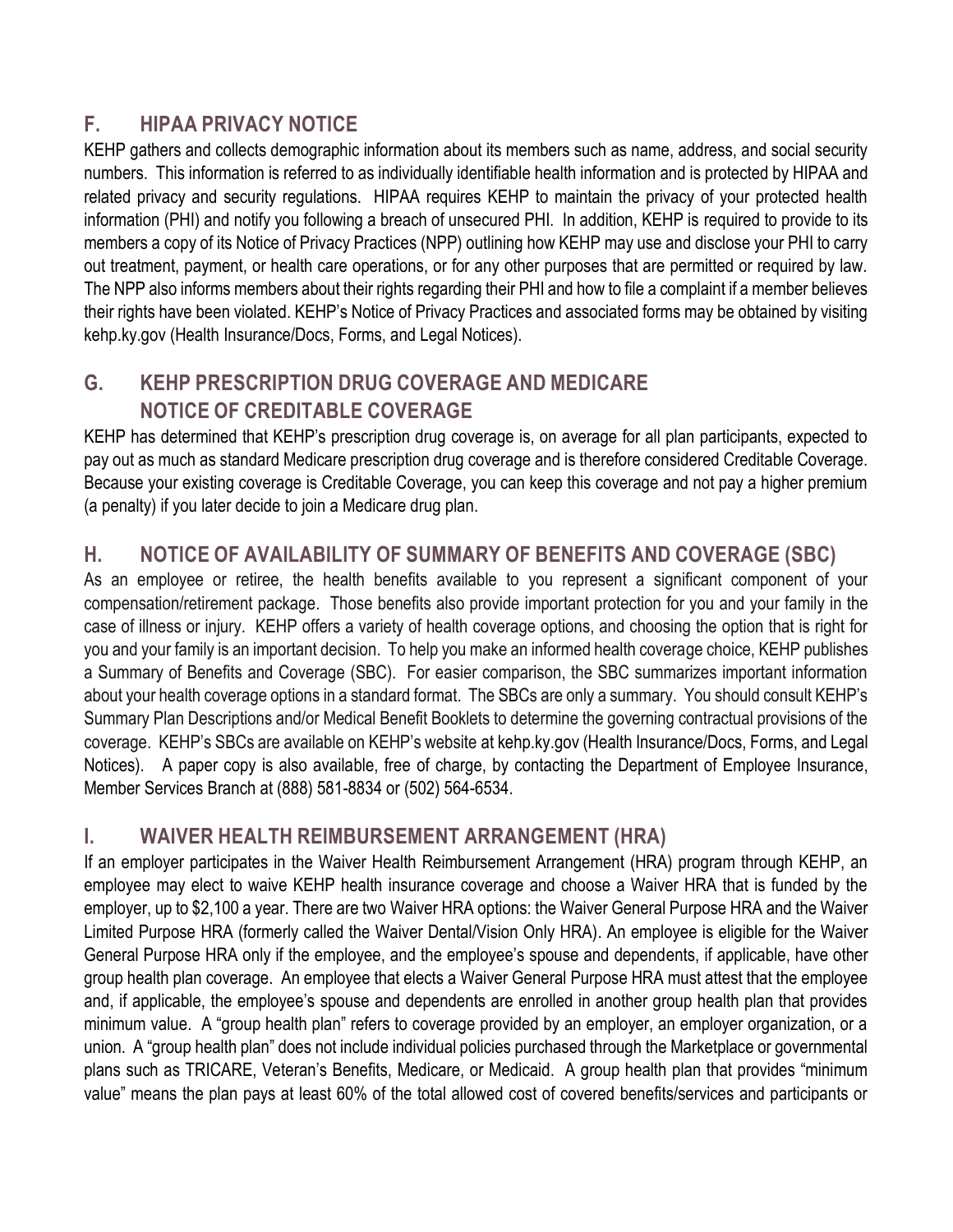## F. HIPAA PRIVACY NOTICE

KEHP gathers and collects demographic information about its members such as name, address, and social security numbers. This information is referred to as individually identifiable health information and is protected by HIPAA and related privacy and security regulations. HIPAA requires KEHP to maintain the privacy of your protected health information (PHI) and notify you following a breach of unsecured PHI. In addition, KEHP is required to provide to its members a copy of its Notice of Privacy Practices (NPP) outlining how KEHP may use and disclose your PHI to carry out treatment, payment, or health care operations, or for any other purposes that are permitted or required by law. The NPP also informs members about their rights regarding their PHI and how to file a complaint if a member believes their rights have been violated. KEHP's Notice of Privacy Practices and associated forms may be obtained by visiting kehp.ky.gov (Health Insurance/Docs, Forms, and Legal Notices).

## G. KEHP PRESCRIPTION DRUG COVERAGE AND MEDICARE NOTICE OF CREDITABLE COVERAGE

KEHP has determined that KEHP's prescription drug coverage is, on average for all plan participants, expected to pay out as much as standard Medicare prescription drug coverage and is therefore considered Creditable Coverage. Because your existing coverage is Creditable Coverage, you can keep this coverage and not pay a higher premium (a penalty) if you later decide to join a Medicare drug plan.

## H. NOTICE OF AVAILABILITY OF SUMMARY OF BENEFITS AND COVERAGE (SBC)

As an employee or retiree, the health benefits available to you represent a significant component of your compensation/retirement package. Those benefits also provide important protection for you and your family in the case of illness or injury. KEHP offers a variety of health coverage options, and choosing the option that is right for you and your family is an important decision. To help you make an informed health coverage choice, KEHP publishes a Summary of Benefits and Coverage (SBC). For easier comparison, the SBC summarizes important information about your health coverage options in a standard format. The SBCs are only a summary. You should consult KEHP's Summary Plan Descriptions and/or Medical Benefit Booklets to determine the governing contractual provisions of the coverage. KEHP's SBCs are available on KEHP's website at kehp.ky.gov (Health Insurance/Docs, Forms, and Legal Notices). A paper copy is also available, free of charge, by contacting the Department of Employee Insurance, Member Services Branch at (888) 581-8834 or (502) 564-6534.

## I. WAIVER HEALTH REIMBURSEMENT ARRANGEMENT (HRA)

If an employer participates in the Waiver Health Reimbursement Arrangement (HRA) program through KEHP, an employee may elect to waive KEHP health insurance coverage and choose a Waiver HRA that is funded by the employer, up to $2,100 a year. There are two Waiver HRA options: the Waiver General Purpose HRA and the Waiver Limited Purpose HRA (formerly called the Waiver Dental/Vision Only HRA). An employee is eligible for the Waiver General Purpose HRA only if the employee, and the employee's spouse and dependents, if applicable, have other group health plan coverage. An employee that elects a Waiver General Purpose HRA must attest that the employee and, if applicable, the employee's spouse and dependents are enrolled in another group health plan that provides minimum value. A "group health plan" refers to coverage provided by an employer, an employer organization, or a union. A "group health plan" does not include individual policies purchased through the Marketplace or governmental plans such as TRICARE, Veteran's Benefits, Medicare, or Medicaid. A group health plan that provides "minimum value" means the plan pays at least 60% of the total allowed cost of covered benefits/services and participants or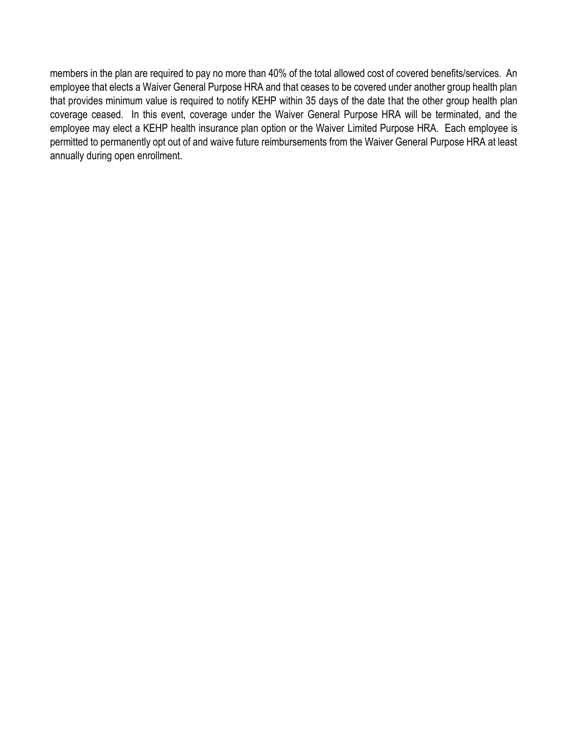members in the plan are required to pay no more than 40% of the total allowed cost of covered benefits/services. An employee that elects a Waiver General Purpose HRA and that ceases to be covered under another group health plan that provides minimum value is required to notify KEHP within 35 days of the date that the other group health plan coverage ceased. In this event, coverage under the Waiver General Purpose HRA will be terminated, and the employee may elect a KEHP health insurance plan option or the Waiver Limited Purpose HRA. Each employee is permitted to permanently opt out of and waive future reimbursements from the Waiver General Purpose HRA at least annually during open enrollment.